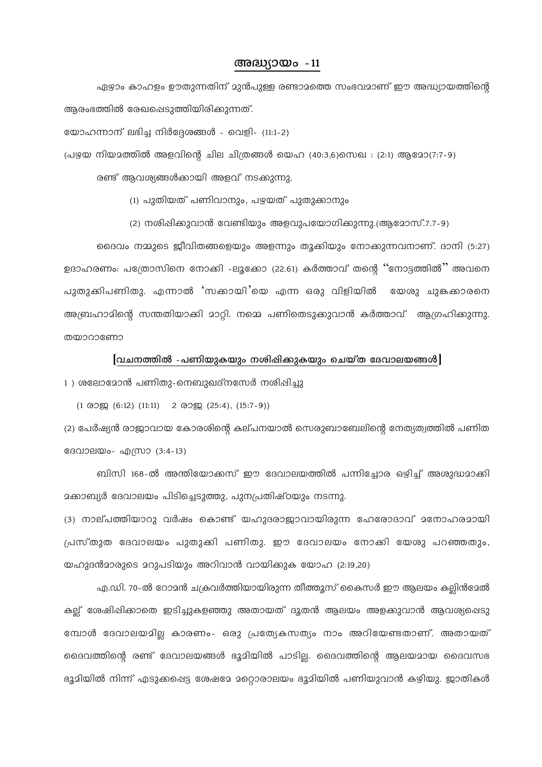## അദ്ധ്യായം -11

ഏഴാം കാഹളം ഊതുന്നതിന് മുൻപുള്ള രണ്ടാമത്തെ സംഭവമാണ് ഈ അദ്ധ്യായത്തിന്റെ ആരംഭത്തിൽ രേഖപ്പെടുത്തിയിരിക്കുന്നത്.

യോഹന്നാന് ലഭിച്ച നിർദ്ദേശങ്ങൾ - വെളി- (11:1-2)

(പഴയ നിയമത്തിൽ അളവിന്റെ ചില ചിത്രങ്ങൾ യെഹ (40:3,6)സെഖ : (2:1) ആമോ(7:7-9)

രണ്ട് ആവശ്യങ്ങൾക്കായി അളവ് നടക്കുന്നു.

(1) പുതിയത് പണിവാനും, പഴയത് പുതുക്കാനും

(2) നശിപ്പിക്കുവാൻ വേണ്ടിയും അളവുപയോഗിക്കുന്നു.(ആമോസ്.7.7-9)

ദൈവം നമ്മുടെ ജീവിതങ്ങളെയും അളന്നും തൂക്കിയും നോക്കുന്നവനാണ്. ദാനി (5:27) ഉദാഹരണം: പത്രോസിനെ നോക്കി -ലൂക്കോ (22.61) കർത്താവ് തന്റെ "നോട്ടത്തിൽ" അവനെ പുതുക്കിപണിതു. എന്നാൽ 'സക്കായി'യെ എന്ന ഒരു വിളിയിൽ യേശു ചുങ്കക്കാരനെ അബ്രഹാമിന്റെ സന്തതിയാക്കി മാറ്റി. നമ്മെ പണിതെടുക്കുവാൻ കർത്താവ് ആഗ്രഹിക്കുന്നു. തയാറാണോ

### [വചനത്തിൽ -പണിയുകയും നശിപ്പിക്കുകയും ചെയ്ത ദേവാലയങ്ങൾ]

1 ) ശലോമോൻ പണിതു-നെബുഖദ്നസേർ നശിപ്പിച്ചു

(1 രാജ (6:12) (11:11) 2 രാജ (25:4), (15:7-9))

(2) പേർഷ്യൻ രാജാവായ കോരശിന്റെ കല്പനയാൽ സെരുബാബേലിന്റെ നേതൃത്വത്തിൽ പണിത ദേവാലയം- എസ്രാ (3:4-13)

ബിസി 168-ൽ അന്തിയോക്കസ് ഈ ദേവാലയത്തിൽ പന്നിച്ചോര ഒഴിച്ച് അശുദ്ധമാക്കി മക്കാബ്യർ ദേവാലയം പിടിച്ചെടുത്തു, പുനപ്രതിഷ്ഠയും നടന്നു.

(3) നാല്പത്തിയാറു വർഷം കൊണ്ട് യഹൂദരാജാവായിരുന്ന ഹേരോദാവ് മനോഹരമായി പ്രസ്തുത ദേവാലയം പുതുക്കി പണിതു. ഈ ദേവാലയം നോക്കി യേശു പറഞ്ഞതും, യഹൂദൻമാരുടെ മറുപടിയും അറിവാൻ വായിക്കുക യോഹ (2:19,20)

എ.ഡി. 70-ൽ റോമൻ ചക്രവർത്തിയായിരുന്ന തീത്തൂസ് കൈസർ ഈ ആലയം കല്ലിൻമേൽ കല്ല് ശേഷിപ്പിക്കാതെ ഇടിച്ചുകളഞ്ഞു അതായത് ദൂതൻ ആലയം അളക്കുവാൻ ആവശ്യപ്പെടുമ്പോൾ ദേവാലയമില്ല കാരണം- ഒരു പ്രത്യേകസത്യം നാം അറിയേണ്ടതാണ്. അതായത് ദൈവത്തിന്റെ രണ്ട് ദേവാലയങ്ങൾ ഭൂമിയിൽ പാടില്ല. ദൈവത്തിന്റെ ആലയമായ ദൈവസഭ ഭൂമിയിൽ നിന്ന് എടുക്കപ്പെട്ട ശേഷമേ മറ്റൊരാലയം ഭൂമിയിൽ പണിയുവാൻ കഴിയു. ജാതികൾ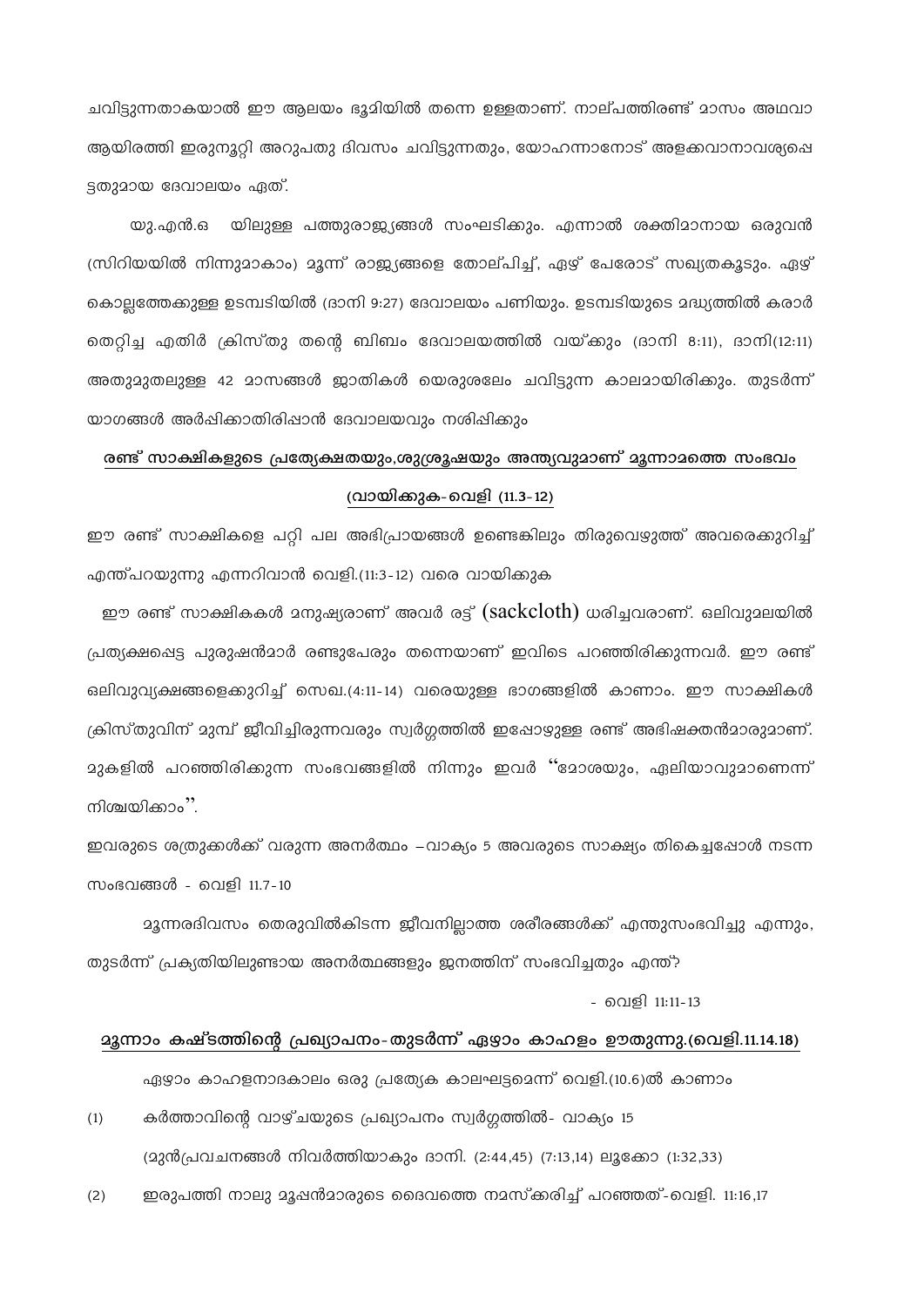ചവിട്ടുന്നതാകയാൽ ഈ ആലയം ഭൂമിയിൽ തന്നെ ഉള്ളതാണ്. നാല്പത്തിരണ്ട് മാസം അഥവാ ആയിരത്തി ഇരുനൂറ്റി അറുപതു ദിവസം ചവിട്ടുന്നതും, യോഹന്നാനോട് അളക്കുവാനാവശ്യപ്പെട്ടതുമായ ദേവാലയം ഏത്.

യു.എൻ.ഒ യിലുള്ള പത്തുരാജ്യങ്ങൾ സംഘടിക്കും. എന്നാൽ ശക്തിമാനായ ഒരുവൻ (സിറിയയിൽ നിന്നുമാകാം) മൂന്ന് രാജ്യങ്ങളെ തോല്പിച്ച്, ഏഴ് പേരോട് സഖ്യതകൂടും. ഏഴ് കൊല്ലത്തേക്കുള്ള ഉടമ്പടിയിൽ (ദാനി 9:27) ദേവാലയം പണിയും. ഉടമ്പടിയുടെ മദ്ധ്യത്തിൽ കരാർ തെറ്റിച്ച എതിർ ക്രിസ്തു തന്റെ ബിംബം ദേവാലയത്തിൽ വയ്ക്കും (ദാനി 8:11), ദാനി(12:11) അതുമുതലുള്ള 42 മാസങ്ങൾ ജാതികൾ യെരുശലേം ചവിട്ടുന്ന കാലമായിരിക്കും. തുടർന്ന് യാഗങ്ങൾ അർപ്പിക്കാതിരിപ്പാൻ ദേവാലയവും നശിപ്പിക്കും

**<u>രണ്ട് സാക്ഷികളുടെ പ്രത്യേക്ഷതയും,ശുശ്രൂഷയും അന്ത്യവുമാണ് മൂന്നാമത്തെ സംഭവം</u>**

**<u>(വായിക്കുക-വെളി (11.3-12)</u>**

ഈ രണ്ട് സാക്ഷികളെ പറ്റി പല അഭിപ്രായങ്ങൾ ഉണ്ടെങ്കിലും തിരുവെഴുത്ത് അവരെക്കുറിച്ച് എന്ത്പറയുന്നു എന്നറിവാൻ വെളി.(11:3-12) വരെ വായിക്കുക

ഈ രണ്ട് സാക്ഷികകൾ മനുഷ്യരാണ് അവർ രട്ട് (sackcloth) ധരിച്ചവരാണ്. ഒലിവുമലയിൽ പ്രത്യക്ഷപ്പെട്ട പുരുഷന്മാർ രണ്ടുപേരും തന്നെയാണ് ഇവിടെ പറഞ്ഞിരിക്കുന്നവർ. ഈ രണ്ട് ഒലിവുവൃക്ഷങ്ങളെക്കുറിച്ച് സെഖ.(4:11-14) വരെയുള്ള ഭാഗങ്ങളിൽ കാണാം. ഈ സാക്ഷികൾ ക്രിസ്തുവിന് മുമ്പ് ജീവിച്ചിരുന്നവരും സ്വർഗ്ഗത്തിൽ ഇപ്പോഴുള്ള രണ്ട് അഭിഷക്തൻമാരുമാണ്. മുകളിൽ പറഞ്ഞിരിക്കുന്ന സംഭവങ്ങളിൽ നിന്നും ഇവർ "മോശയും, ഏലിയാവുമാണെന്ന് നിശ്ചയിക്കാം".

ഇവരുടെ ശത്രുക്കൾക്ക് വരുന്ന അനർത്ഥം –വാക്യം 5 അവരുടെ സാക്ഷ്യം തികെച്ചപ്പോൾ നടന്ന സംഭവങ്ങൾ - വെളി 11.7-10

മൂന്നരദിവസം തെരുവിൽകിടന്ന ജീവനില്ലാത്ത ശരീരങ്ങൾക്ക് എന്തുസംഭവിച്ചു എന്നും, തുടർന്ന് പ്രകൃതിയിലുണ്ടായ അനർത്ഥങ്ങളും ജനത്തിന് സംഭവിച്ചതും എന്ത്?

- വെളി 11:11-13

**<u>മൂന്നാം കഷ്ടത്തിന്റെ പ്രഖ്യാപനം-തുടർന്ന് ഏഴാം കാഹളം ഊതുന്നു.(വെളി.11.14.18)</u>**

ഏഴാം കാഹളനാദകാലം ഒരു പ്രത്യേക കാലഘട്ടമെന്ന് വെളി.(10.6)ൽ കാണാം

(1) കർത്താവിന്റെ വാഴ്ചയുടെ പ്രഖ്യാപനം സ്വർഗ്ഗത്തിൽ- വാക്യം 15

(മുൻപ്രവചനങ്ങൾ നിവർത്തിയാകും ദാനി. (2:44,45) (7:13,14) ലൂക്കോ (1:32,33)

(2) ഇരുപത്തി നാലു മൂഷൻമാരുടെ ദൈവത്തെ നമസ്ക്കരിച്ച് പറഞ്ഞത്-വെളി. 11:16,17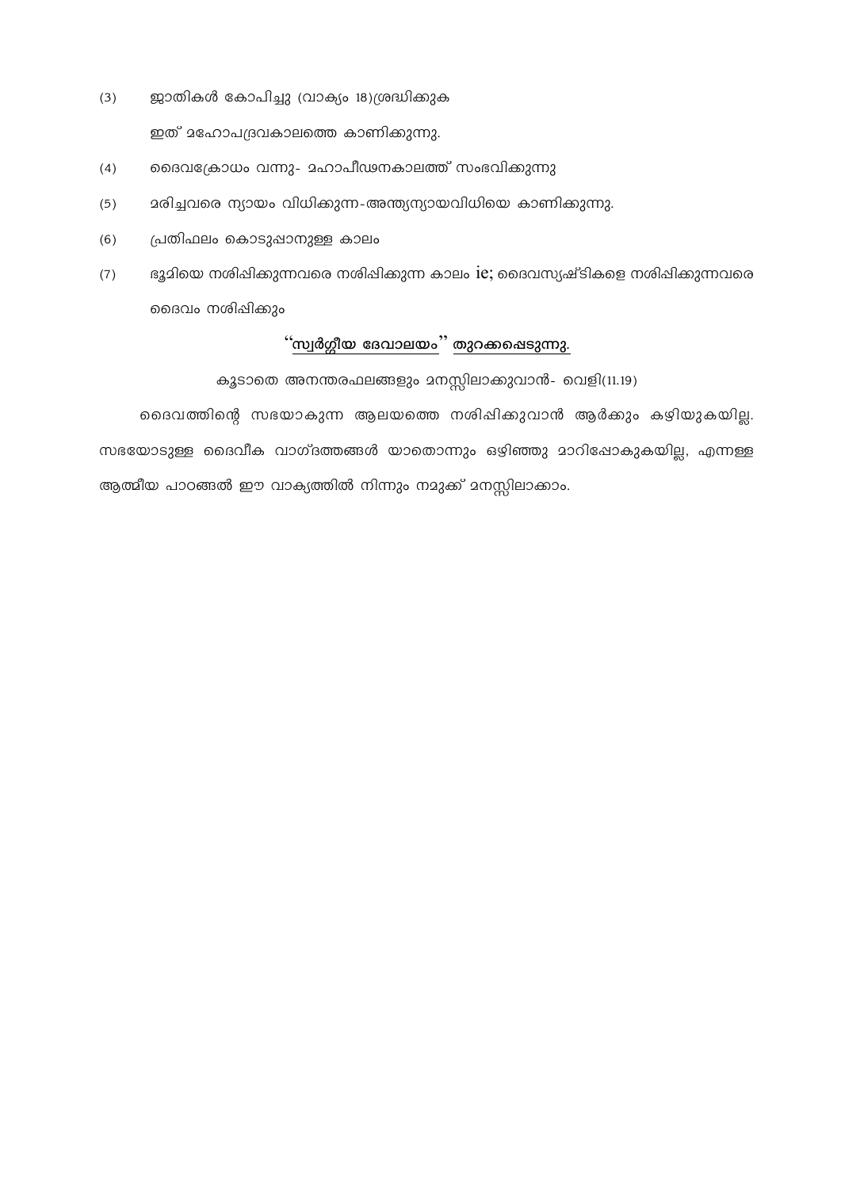(3) ജാതികൾ കോപിച്ചു (വാക്യം 18)ശ്രദ്ധിക്കുക

ഇത് മഹോപദ്രവകാലത്തെ കാണിക്കുന്നു.

(4) ദൈവക്രോധം വന്നു- മഹാപീഢനകാലത്ത് സംഭവിക്കുന്നു

(5) മരിച്ചവരെ ന്യായം വിധിക്കുന്ന-അന്ത്യന്യായവിധിയെ കാണിക്കുന്നു.

(6) പ്രതിഫലം കൊടുപ്പാനുള്ള കാലം

(7) ഭൂമിയെ നശിപ്പിക്കുന്നവരെ നശിപ്പിക്കുന്ന കാലം ie; ദൈവസൃഷ്ടികളെ നശിപ്പിക്കുന്നവരെ ദൈവം നശിപ്പിക്കും

"<u>സ്വർഗ്ഗീയ ദേവാലയം</u>" <u>തുറക്കപ്പെടുന്നു.</u>

കൂടാതെ അനന്തരഫലങ്ങളും മനസ്സിലാക്കുവാൻ- വെളി(11.19)

ദൈവത്തിന്റെ സഭയാകുന്ന ആലയത്തെ നശിപ്പിക്കുവാൻ ആർക്കും കഴിയുകയില്ല. സഭയോടുള്ള ദൈവീക വാഗ്ദത്തങ്ങൾ യാതൊന്നും ഒഴിഞ്ഞു മാറിപ്പോകുകയില്ല, എന്നുള്ള ആത്മീയ പാഠങ്ങൽ ഈ വാക്യത്തിൽ നിന്നും നമുക്ക് മനസ്സിലാക്കാം.